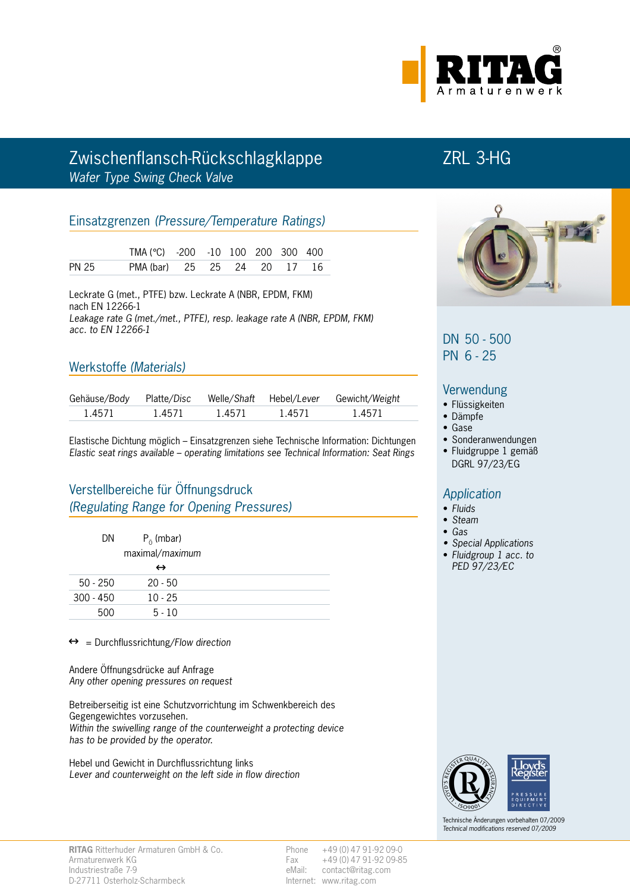# Zwischenflansch-Rückschlagklappe

*Wafer Type Swing Check Valve*

# ZRL 3-HG

## Einsatzgrenzen *(Pressure/Temperature Ratings)*

| | | | | | | | |
|---|---|---|---|---|---|---|---|
| | TMA (°C) | -200 | -10 | 100 | 200 | 300 | 400 |
| PN 25 | PMA (bar) | 25 | 25 | 24 | 20 | 17 | 16 |

Leckrate G (met., PTFE) bzw. Leckrate A (NBR, EPDM, FKM) nach EN 12266-1
*Leakage rate G (met./met., PTFE), resp. leakage rate A (NBR, EPDM, FKM) acc. to EN 12266-1*

## Werkstoffe *(Materials)*

| Gehäuse/*Body* | Platte/*Disc* | Welle/*Shaft* | Hebel/*Lever* | Gewicht/*Weight* |
|---|---|---|---|---|
| 1.4571 | 1.4571 | 1.4571 | 1.4571 | 1.4571 |

Elastische Dichtung möglich – Einsatzgrenzen siehe Technische Information: Dichtungen
*Elastic seat rings available – operating limitations see Technical Information: Seat Rings*

## Verstellbereiche für Öffnungsdruck
## *(Regulating Range for Opening Pressures)*

| DN | $P_{\ddot{o}}$ (mbar) maximal/*maximum* ↔ |
|---|---|
| 50 - 250 | 20 - 50 |
| 300 - 450 | 10 - 25 |
| 500 | 5 - 10 |

↔ = Durchflussrichtung/*Flow direction*

Andere Öffnungsdrücke auf Anfrage
*Any other opening pressures on request*

Betreiberseitig ist eine Schutzvorrichtung im Schwenkbereich des Gegengewichtes vorzusehen.
*Within the swivelling range of the counterweight a protecting device has to be provided by the operator.*

Hebel und Gewicht in Durchflussrichtung links
*Lever and counterweight on the left side in flow direction*

DN 50 - 500
PN 6 - 25

## Verwendung

- Flüssigkeiten
- Dämpfe
- Gase
- Sonderanwendungen
- Fluidgruppe 1 gemäß DGRL 97/23/EG

## *Application*

- *Fluids*
- *Steam*
- *Gas*
- *Special Applications*
- *Fluidgroup 1 acc. to PED 97/23/EC*

Technische Änderungen vorbehalten 07/2009
*Technical modifications reserved 07/2009*

**RITAG** Ritterhuder Armaturen GmbH & Co.
Armaturenwerk KG
Industriestraße 7-9
D-27711 Osterholz-Scharmbeck

Phone +49 (0) 47 91-92 09-0
Fax +49 (0) 47 91-92 09-85
eMail: contact@ritag.com
Internet: www.ritag.com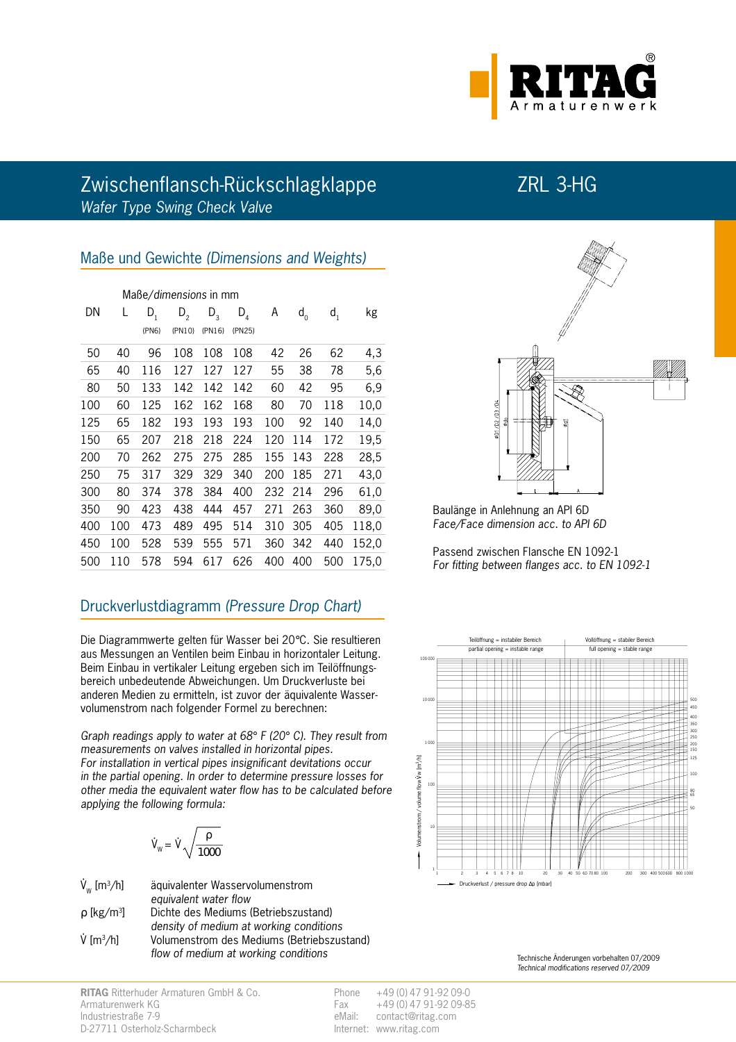RITAG®
Armaturenwerk

# Zwischenflansch-Rückschlagklappe
*Wafer Type Swing Check Valve*

ZRL 3-HG

## Maße und Gewichte *(Dimensions and Weights)*

Maße/*dimensions* in mm

| DN | L | $D_1$ (PN6) | $D_2$ (PN10) | $D_3$ (PN16) | $D_4$ (PN25) | A | $d_0$ | $d_1$ | kg |
|---|---|---|---|---|---|---|---|---|---|
| 50 | 40 | 96 | 108 | 108 | 108 | 42 | 26 | 62 | 4,3 |
| 65 | 40 | 116 | 127 | 127 | 127 | 55 | 38 | 78 | 5,6 |
| 80 | 50 | 133 | 142 | 142 | 142 | 60 | 42 | 95 | 6,9 |
| 100 | 60 | 125 | 162 | 162 | 168 | 80 | 70 | 118 | 10,0 |
| 125 | 65 | 182 | 193 | 193 | 193 | 100 | 92 | 140 | 14,0 |
| 150 | 65 | 207 | 218 | 218 | 224 | 120 | 114 | 172 | 19,5 |
| 200 | 70 | 262 | 275 | 275 | 285 | 155 | 143 | 228 | 28,5 |
| 250 | 75 | 317 | 329 | 329 | 340 | 200 | 185 | 271 | 43,0 |
| 300 | 80 | 374 | 378 | 384 | 400 | 232 | 214 | 296 | 61,0 |
| 350 | 90 | 423 | 438 | 444 | 457 | 271 | 263 | 360 | 89,0 |
| 400 | 100 | 473 | 489 | 495 | 514 | 310 | 305 | 405 | 118,0 |
| 450 | 100 | 528 | 539 | 555 | 571 | 360 | 342 | 440 | 152,0 |
| 500 | 110 | 578 | 594 | 617 | 626 | 400 | 400 | 500 | 175,0 |

Baulänge in Anlehnung an API 6D
*Face/Face dimension acc. to API 6D*

Passend zwischen Flansche EN 1092-1
*For fitting between flanges acc. to EN 1092-1*

## Druckverlustdiagramm *(Pressure Drop Chart)*

Die Diagrammwerte gelten für Wasser bei 20°C. Sie resultieren aus Messungen an Ventilen beim Einbau in horizontaler Leitung. Beim Einbau in vertikaler Leitung ergeben sich im Teilöffnungsbereich unbedeutende Abweichungen. Um Druckverluste bei anderen Medien zu ermitteln, ist zuvor der äquivalente Wasservolumenstrom nach folgender Formel zu berechnen:

*Graph readings apply to water at 68° F (20° C). They result from measurements on valves installed in horizontal pipes. For installation in vertical pipes insignificant devitations occur in the partial opening. In order to determine pressure losses for other media the equivalent water flow has to be calculated before applying the following formula:*

$$\dot{V}_W = \dot{V} \sqrt{\frac{\rho}{1000}}$$

$\dot{V}_W$ [m³/h] — äquivalenter Wasservolumenstrom
*equivalent water flow*

$\rho$ [kg/m³] — Dichte des Mediums (Betriebszustand)
*density of medium at working conditions*

$\dot{V}$ [m³/h] — Volumenstrom des Mediums (Betriebszustand)
*flow of medium at working conditions*

Teilöffnung = instabiler Bereich
partial opening = instable range
Vollöffnung = stabiler Bereich
full opening = stable range
Volumenstrom / volume flow $\dot{V}_W$ [m³/h]
Druckverlust / pressure drop Δp [mbar]
1 10 100 1 000 10 000 100 000
1 2 3 4 5 6 7 8 10 20 30 40 50 60 70 80 100 200 300 400 500 600 800 1 000
500 450 400 350 300 250 200 150 125 100 80 65 50

Technische Änderungen vorbehalten 07/2009
*Technical modifications reserved 07/2009*

**RITAG** Ritterhuder Armaturen GmbH & Co.
Armaturenwerk KG
Industriestraße 7-9
D-27711 Osterholz-Scharmbeck

Phone +49 (0) 47 91-92 09-0
Fax +49 (0) 47 91-92 09-85
eMail: contact@ritag.com
Internet: www.ritag.com